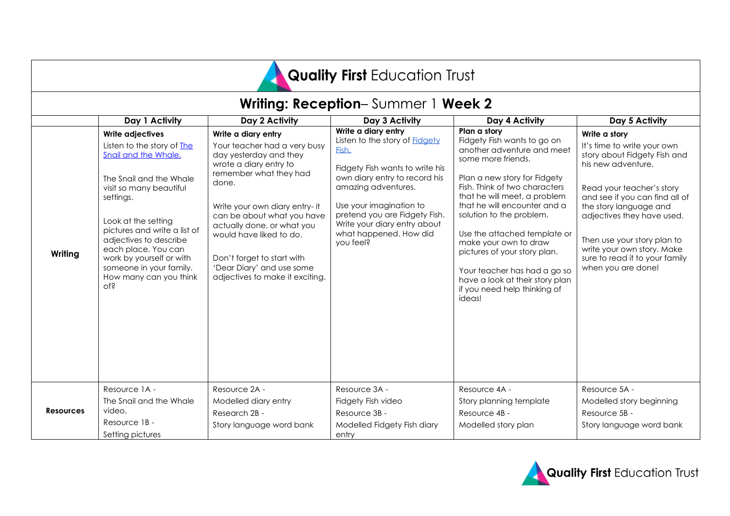# Quality First Education Trust

## Writing: Reception– Summer 1 Week 2

| | Day 1 Activity | Day 2 Activity | Day 3 Activity | Day 4 Activity | Day 5 Activity |
|---|---|---|---|---|---|
| **Writing** | **Write adjectives**<br>Listen to the story of The Snail and the Whale.<br><br>The Snail and the Whale visit so many beautiful settings.<br><br>Look at the setting pictures and write a list of adjectives to describe each place. You can work by yourself or with someone in your family. How many can you think of? | **Write a diary entry**<br>Your teacher had a very busy day yesterday and they wrote a diary entry to remember what they had done.<br><br>Write your own diary entry- it can be about what you have actually done, or what you would have liked to do.<br><br>Don't forget to start with 'Dear Diary' and use some adjectives to make it exciting. | **Write a diary entry**<br>Listen to the story of Fidgety Fish.<br><br>Fidgety Fish wants to write his own diary entry to record his amazing adventures.<br><br>Use your imagination to pretend you are Fidgety Fish. Write your diary entry about what happened. How did you feel? | **Plan a story**<br>Fidgety Fish wants to go on another adventure and meet some more friends.<br><br>Plan a new story for Fidgety Fish. Think of two characters that he will meet, a problem that he will encounter and a solution to the problem.<br><br>Use the attached template or make your own to draw pictures of your story plan.<br><br>Your teacher has had a go so have a look at their story plan if you need help thinking of ideas! | **Write a story**<br>It's time to write your own story about Fidgety Fish and his new adventure.<br><br>Read your teacher's story and see if you can find all of the story language and adjectives they have used.<br><br>Then use your story plan to write your own story. Make sure to read it to your family when you are done! |
| **Resources** | Resource 1A -<br>The Snail and the Whale video.<br>Resource 1B -<br>Setting pictures | Resource 2A -<br>Modelled diary entry<br>Research 2B -<br>Story language word bank | Resource 3A -<br>Fidgety Fish video<br>Resource 3B -<br>Modelled Fidgety Fish diary entry | Resource 4A -<br>Story planning template<br>Resource 4B -<br>Modelled story plan | Resource 5A -<br>Modelled story beginning<br>Resource 5B -<br>Story language word bank |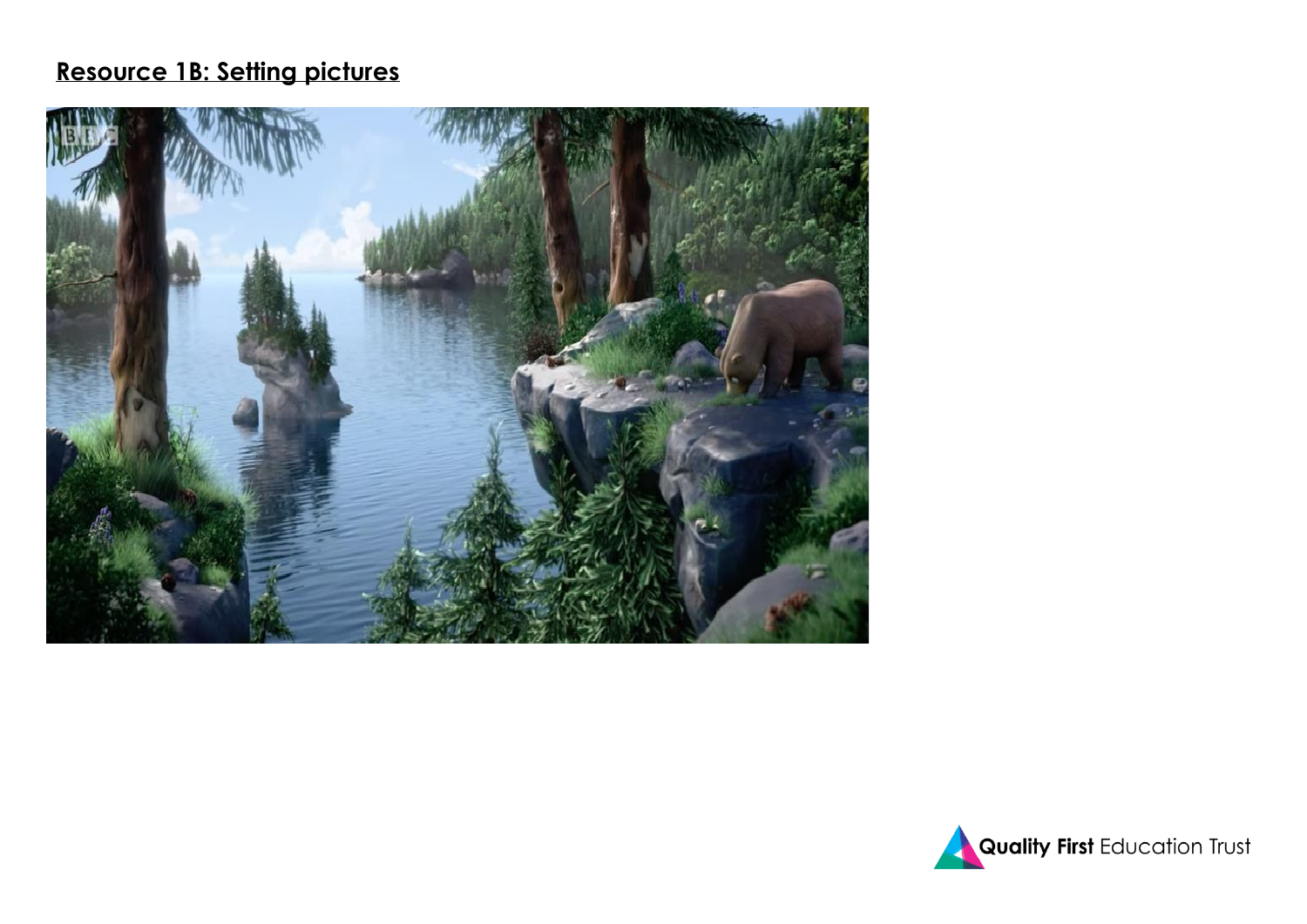## Resource 1B: Setting pictures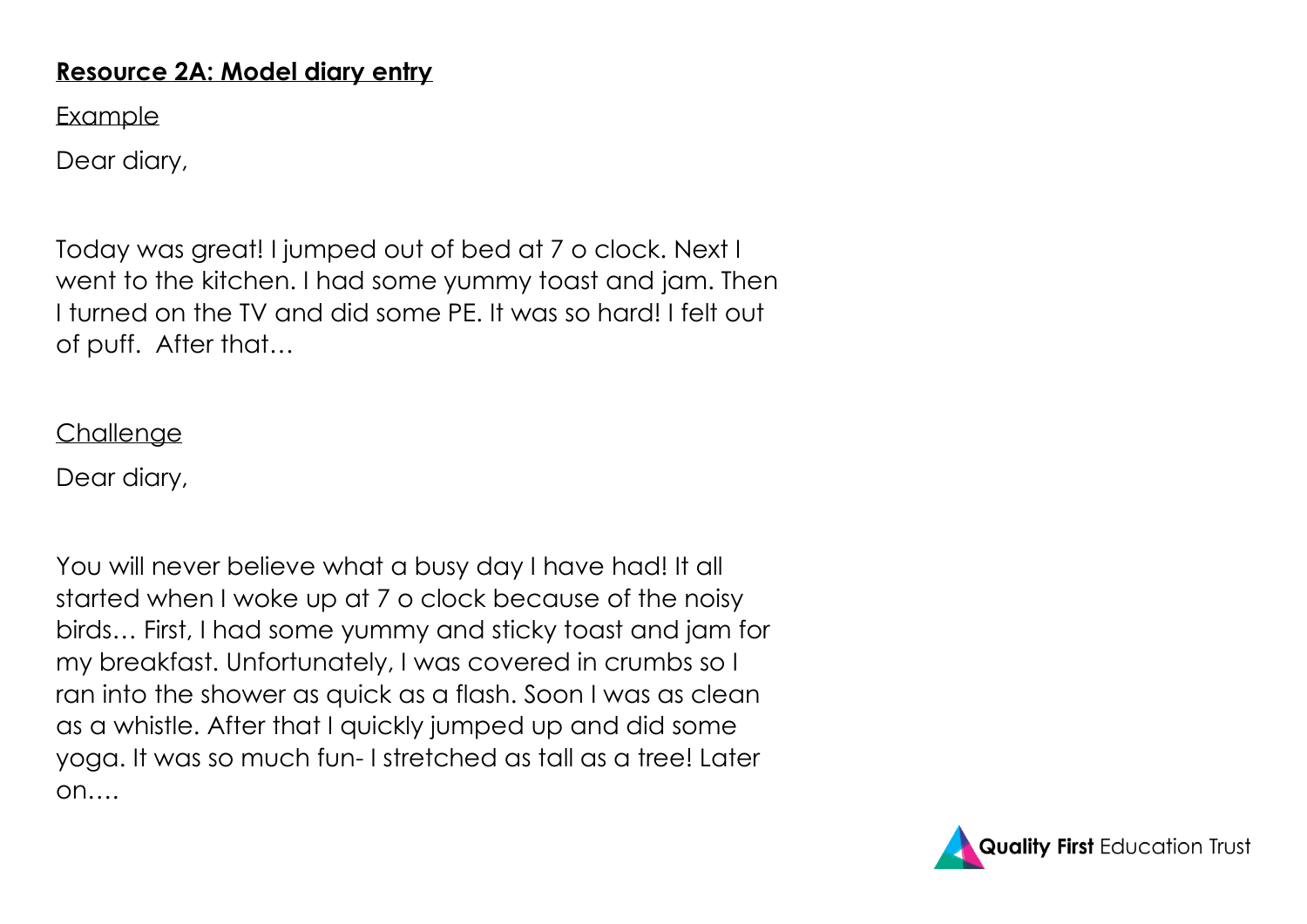## Resource 2A: Model diary entry

Example

Dear diary,

Today was great! I jumped out of bed at 7 o clock. Next I went to the kitchen. I had some yummy toast and jam. Then I turned on the TV and did some PE. It was so hard! I felt out of puff.  After that…

Challenge

Dear diary,

You will never believe what a busy day I have had! It all started when I woke up at 7 o clock because of the noisy birds… First, I had some yummy and sticky toast and jam for my breakfast. Unfortunately, I was covered in crumbs so I ran into the shower as quick as a flash. Soon I was as clean as a whistle. After that I quickly jumped up and did some yoga. It was so much fun- I stretched as tall as a tree! Later on….

**Quality First** Education Trust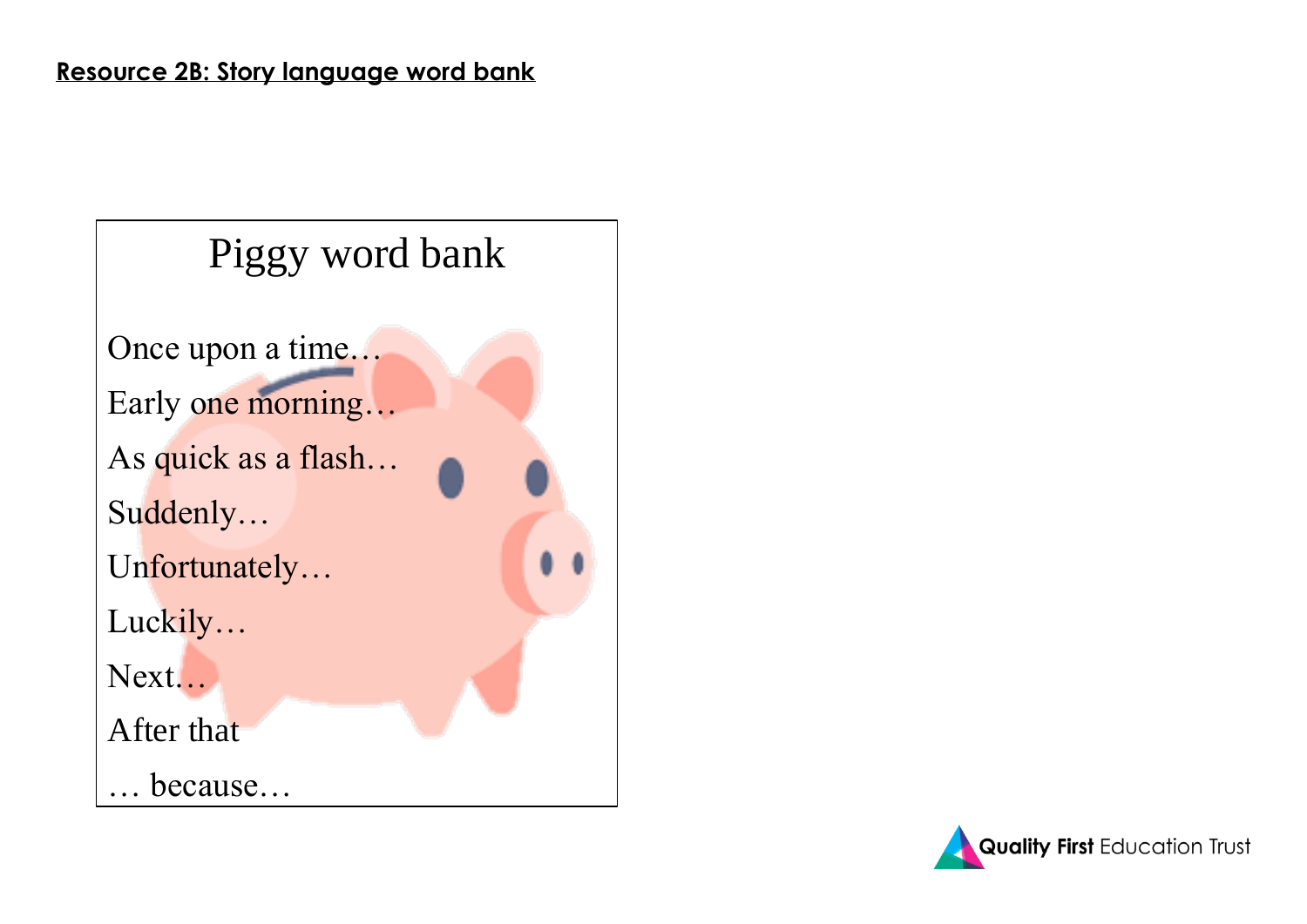## Resource 2B: Story language word bank

### Piggy word bank

Once upon a time…

Early one morning…

As quick as a flash…

Suddenly…

Unfortunately…

Luckily…

Next…

After that

… because…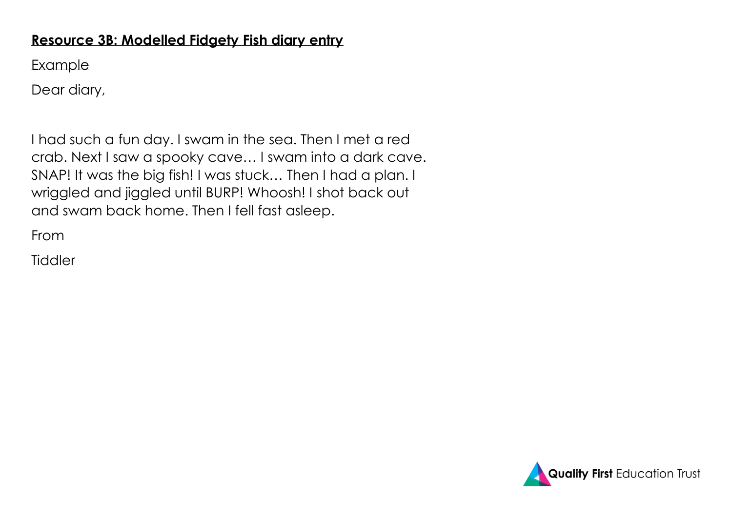**Resource 3B: Modelled Fidgety Fish diary entry**

Example

Dear diary,

I had such a fun day. I swam in the sea. Then I met a red crab. Next I saw a spooky cave… I swam into a dark cave. SNAP! It was the big fish! I was stuck… Then I had a plan. I wriggled and jiggled until BURP! Whoosh! I shot back out and swam back home. Then I fell fast asleep.

From

Tiddler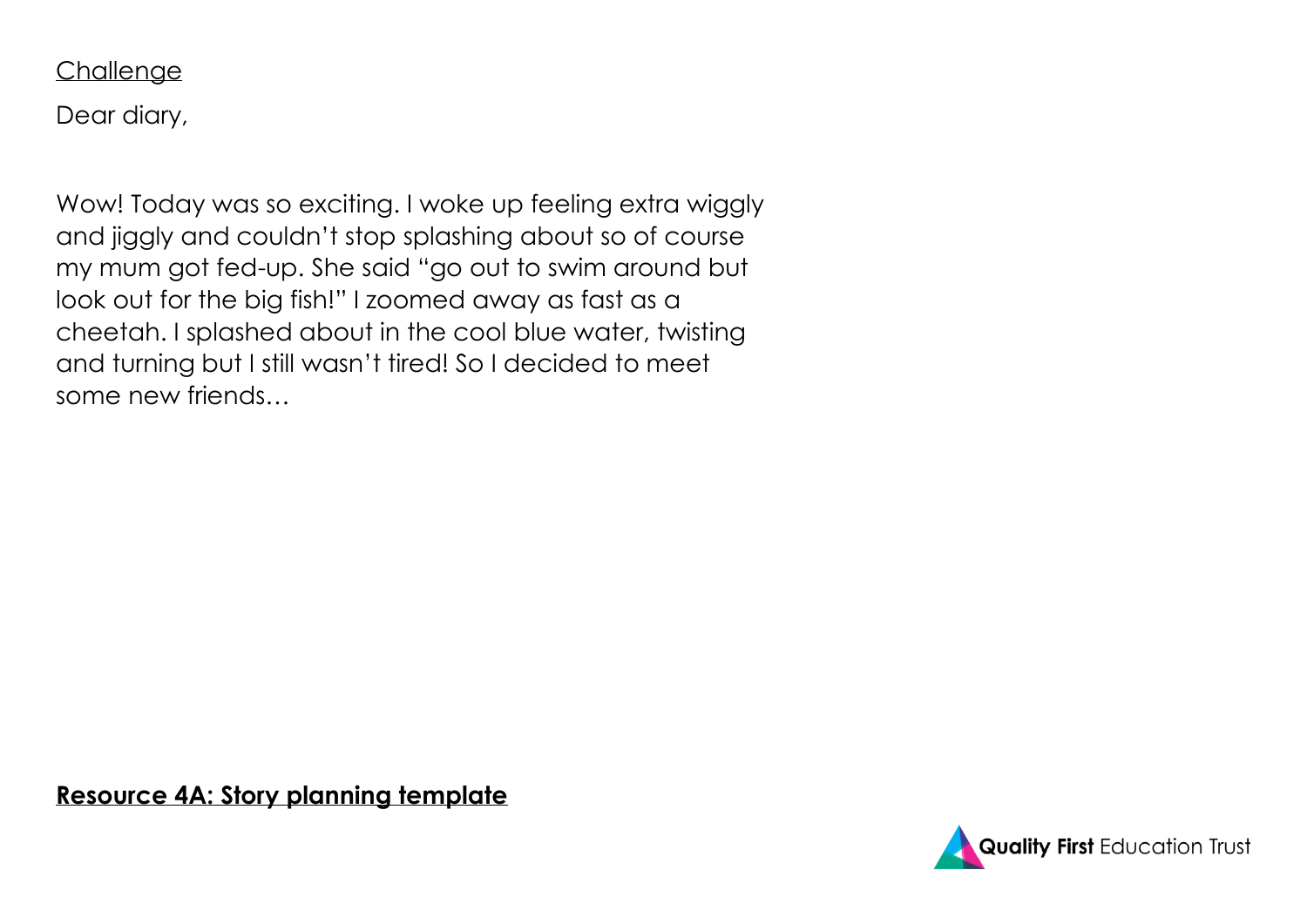Challenge

Dear diary,

Wow! Today was so exciting. I woke up feeling extra wiggly and jiggly and couldn't stop splashing about so of course my mum got fed-up. She said "go out to swim around but look out for the big fish!" I zoomed away as fast as a cheetah. I splashed about in the cool blue water, twisting and turning but I still wasn't tired! So I decided to meet some new friends…

**Resource 4A: Story planning template**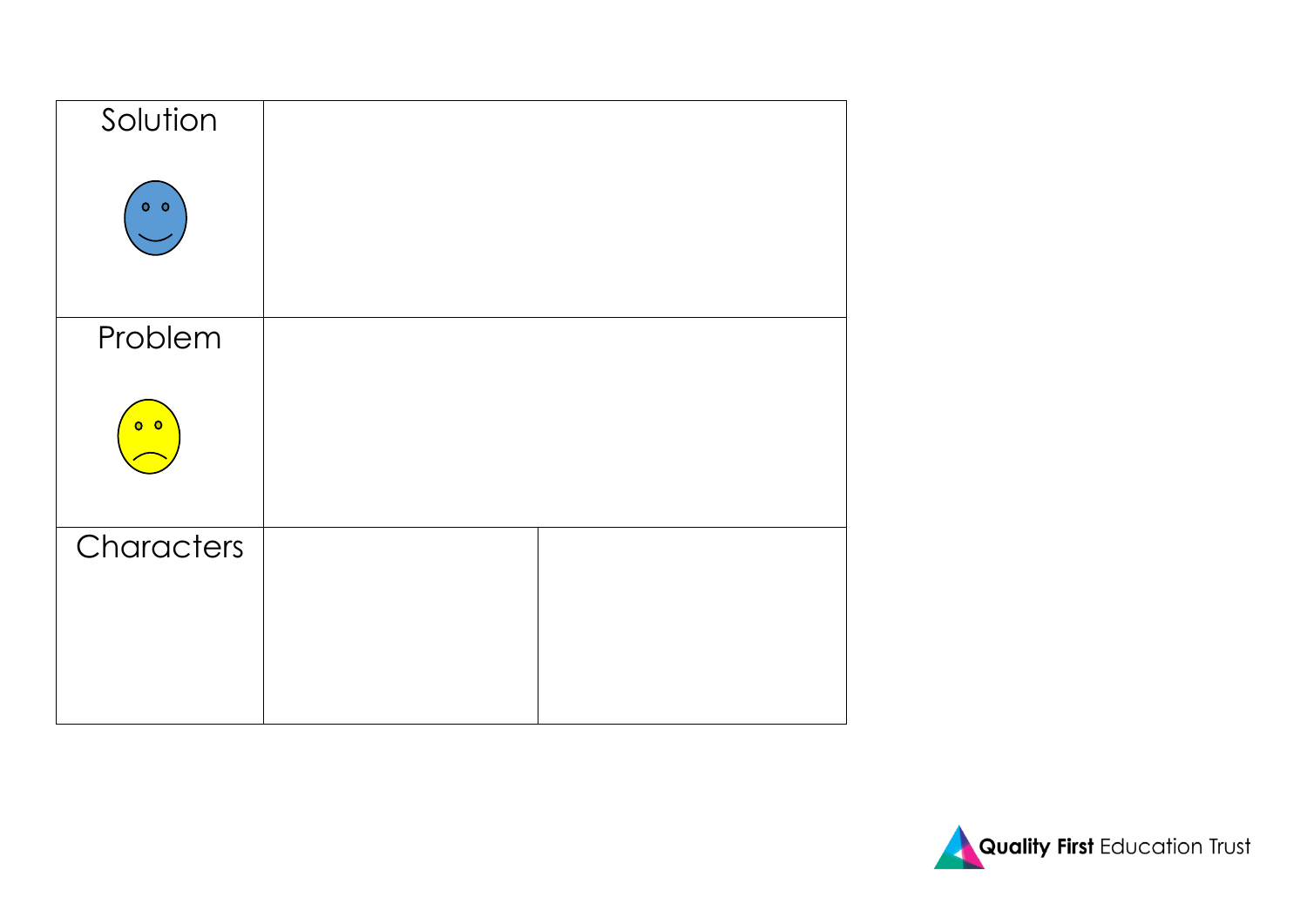| Solution | |
|---|---|
| Problem | |
| Characters | | |

Quality First Education Trust

| Solution | | |
|---|---|---|
| Problem | | |
| Characters | | |

**Quality First** Education Trust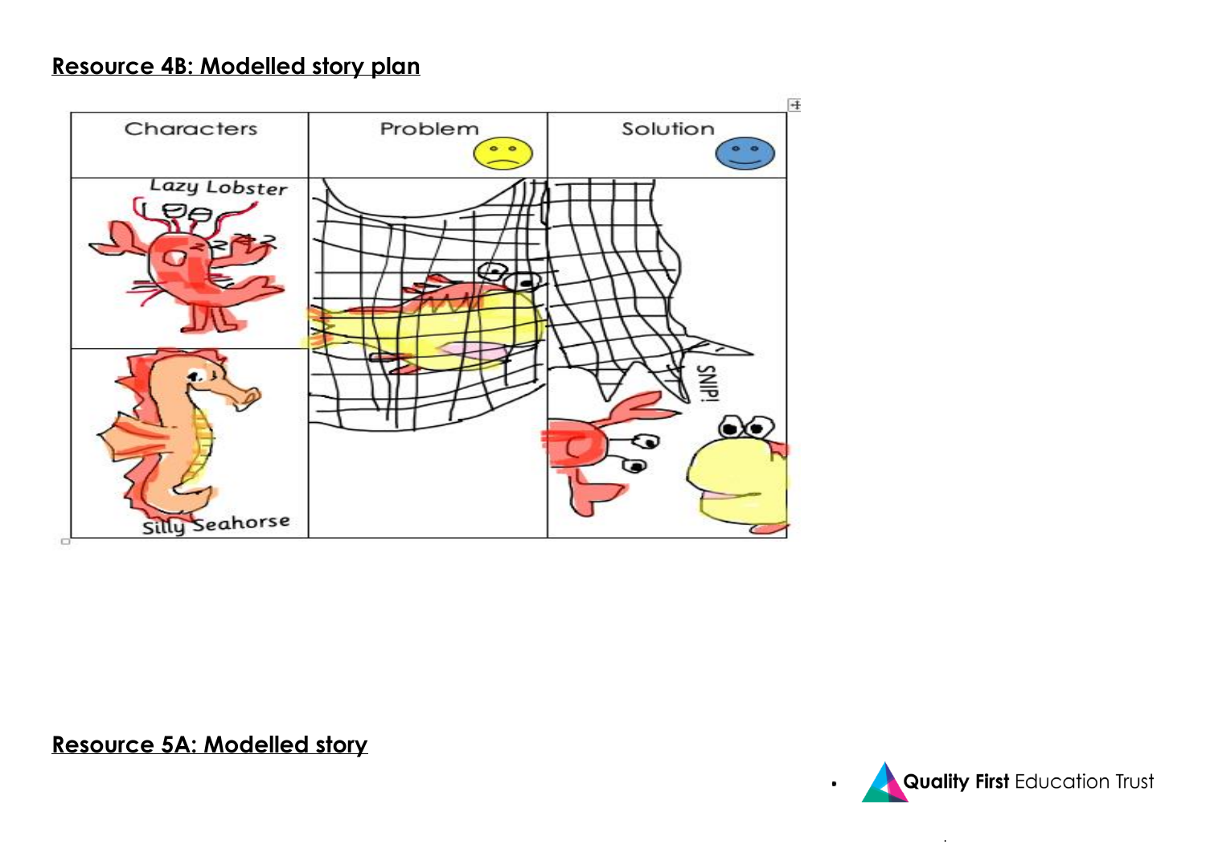## Resource 4B: Modelled story plan

| Characters | Problem | Solution |
| --- | --- | --- |
| Lazy Lobster | | SNIP! |
| Silly Seahorse | | |

## Resource 5A: Modelled story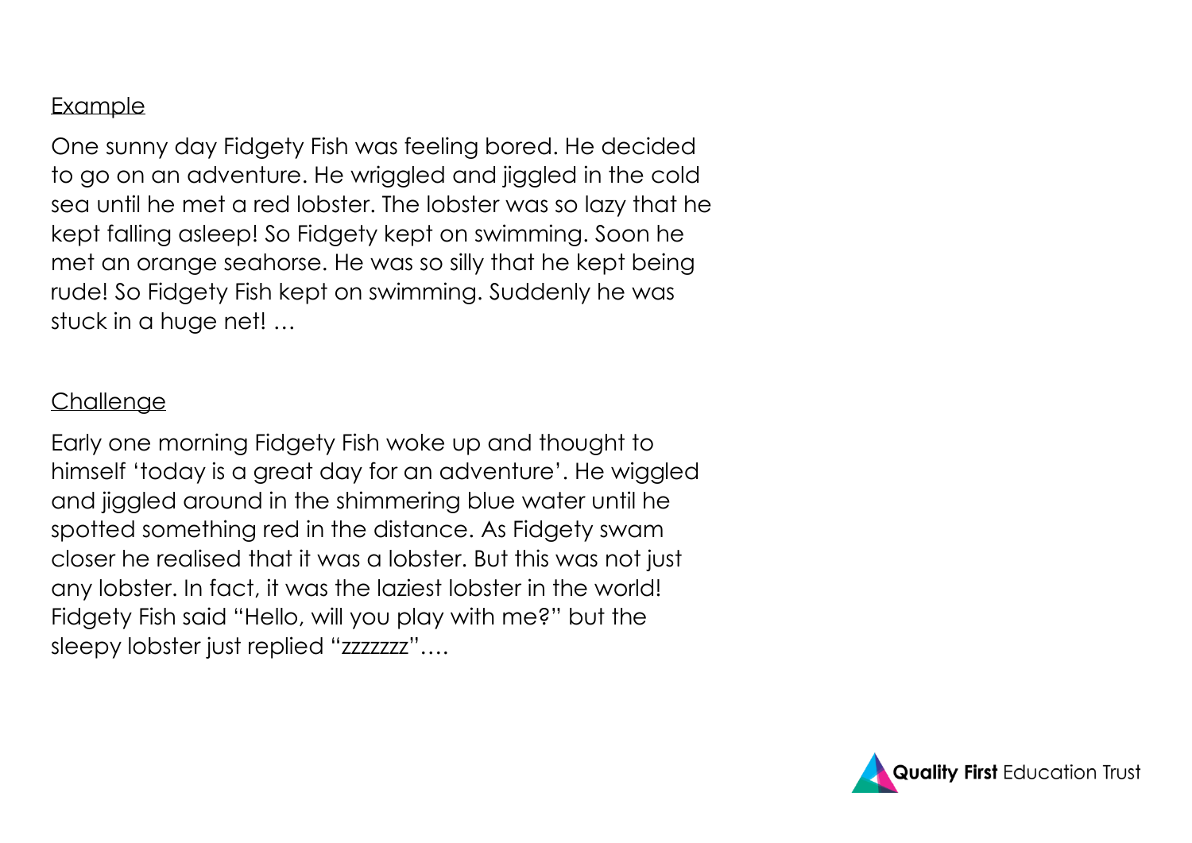Example

One sunny day Fidgety Fish was feeling bored. He decided to go on an adventure. He wriggled and jiggled in the cold sea until he met a red lobster. The lobster was so lazy that he kept falling asleep! So Fidgety kept on swimming. Soon he met an orange seahorse. He was so silly that he kept being rude! So Fidgety Fish kept on swimming. Suddenly he was stuck in a huge net! …

Challenge

Early one morning Fidgety Fish woke up and thought to himself 'today is a great day for an adventure'. He wiggled and jiggled around in the shimmering blue water until he spotted something red in the distance. As Fidgety swam closer he realised that it was a lobster. But this was not just any lobster. In fact, it was the laziest lobster in the world! Fidgety Fish said "Hello, will you play with me?" but the sleepy lobster just replied "zzzzzzz"….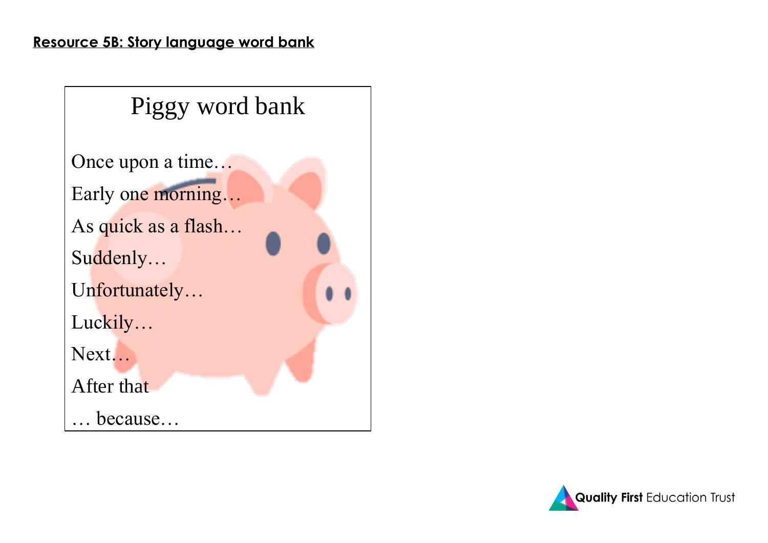**Resource 5B: Story language word bank**

## Piggy word bank

Once upon a time…

Early one morning…

As quick as a flash…

Suddenly…

Unfortunately…

Luckily…

Next…

After that

… because…

Quality First Education Trust